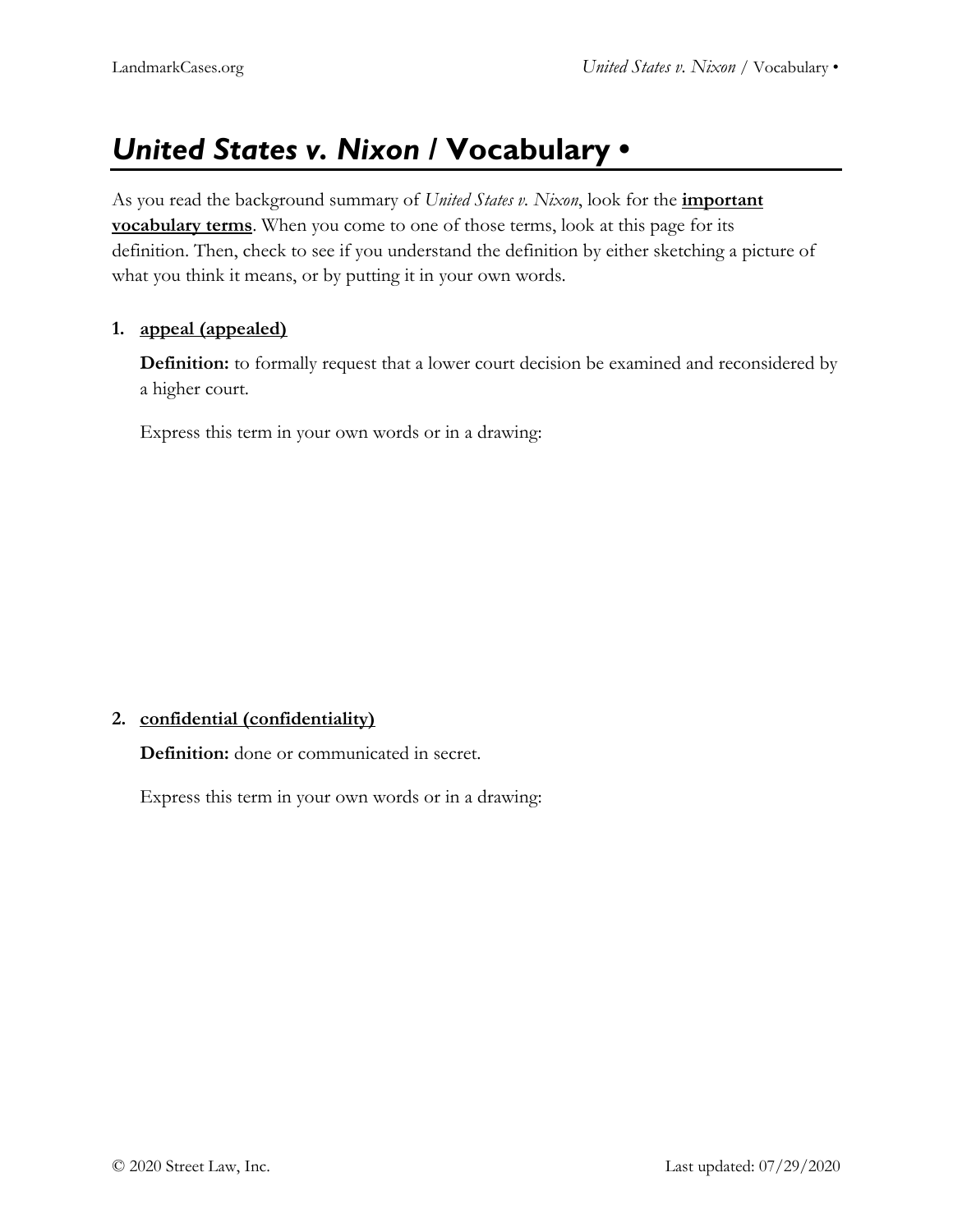# *United States v. Nixon* / Vocabulary •

As you read the background summary of *United States v. Nixon*, look for the **important vocabulary terms**. When you come to one of those terms, look at this page for its definition. Then, check to see if you understand the definition by either sketching a picture of what you think it means, or by putting it in your own words.

1. **appeal (appealed)**

   **Definition:** to formally request that a lower court decision be examined and reconsidered by a higher court.

   Express this term in your own words or in a drawing:

2. **confidential (confidentiality)**

   **Definition:** done or communicated in secret.

   Express this term in your own words or in a drawing: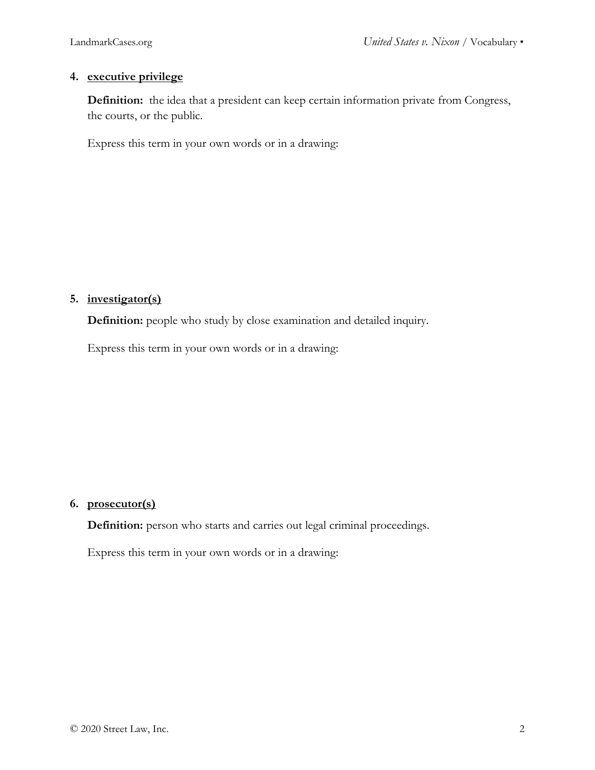4. **executive privilege**

   **Definition:** the idea that a president can keep certain information private from Congress, the courts, or the public.

   Express this term in your own words or in a drawing:

5. **investigator(s)**

   **Definition:** people who study by close examination and detailed inquiry.

   Express this term in your own words or in a drawing:

6. **prosecutor(s)**

   **Definition:** person who starts and carries out legal criminal proceedings.

   Express this term in your own words or in a drawing:

© 2020 Street Law, Inc.